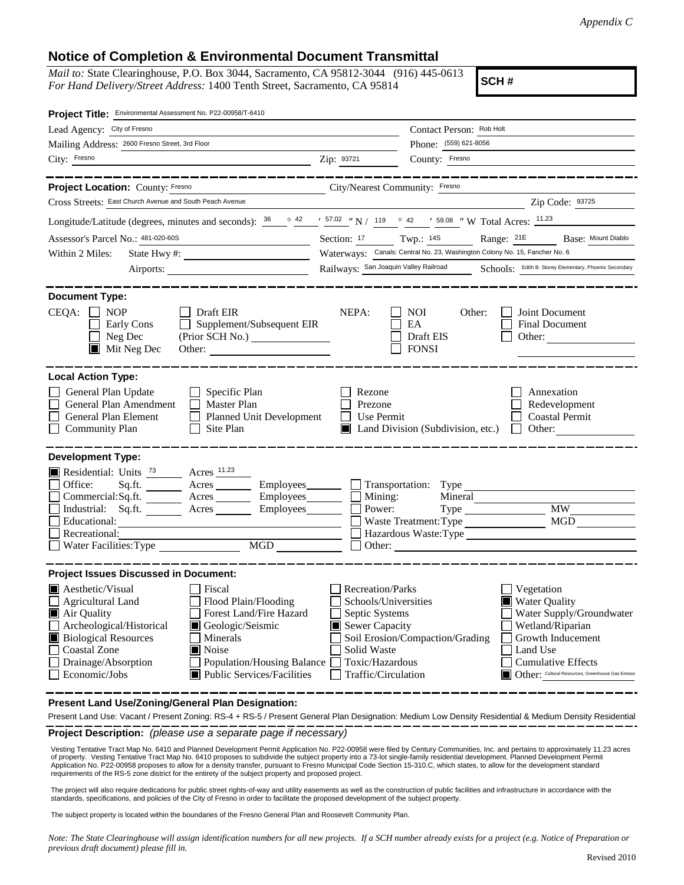*Appendix C*

# Notice of Completion & Environmental Document Transmittal

*Mail to:* State Clearinghouse, P.O. Box 3044, Sacramento, CA 95812-3044 (916) 445-0613
*For Hand Delivery/Street Address:* 1400 Tenth Street, Sacramento, CA 95814

**SCH #**

**Project Title:** Environmental Assessment No. P22-00958/T-6410

Lead Agency: City of Fresno
Contact Person: Rob Holt
Mailing Address: 2600 Fresno Street, 3rd Floor
Phone: (559) 621-8056
City: Fresno Zip: 93721
County: Fresno

---

**Project Location:** County: Fresno City/Nearest Community: Fresno
Cross Streets: East Church Avenue and South Peach Avenue Zip Code: 93725

Longitude/Latitude (degrees, minutes and seconds): 36 ° 42 ′ 57.02 ″ N / 119 ° 42 ′ 59.08 ″ W Total Acres: 11.23

Assessor's Parcel No.: 481-020-60S Section: 17 Twp.: 14S Range: 21E Base: Mount Diablo

Within 2 Miles: State Hwy #:
Waterways: Canals: Central No. 23, Washington Colony No. 15, Fancher No. 6
Airports:
Railways: San Joaquin Valley Railroad
Schools: Edith B. Storey Elementary, Phoenix Secondary

---

**Document Type:**

CEQA:
- ☐ NOP
- ☐ Early Cons
- ☐ Neg Dec
- ☒ Mit Neg Dec
- ☐ Draft EIR
- ☐ Supplement/Subsequent EIR (Prior SCH No.)
- Other:

NEPA:
- ☐ NOI
- ☐ EA
- ☐ Draft EIS
- ☐ FONSI

Other:
- ☐ Joint Document
- ☐ Final Document
- ☐ Other:

---

**Local Action Type:**

- ☐ General Plan Update
- ☐ General Plan Amendment
- ☐ General Plan Element
- ☐ Community Plan
- ☐ Specific Plan
- ☐ Master Plan
- ☐ Planned Unit Development
- ☐ Site Plan
- ☐ Rezone
- ☐ Prezone
- ☐ Use Permit
- ☒ Land Division (Subdivision, etc.)
- ☐ Annexation
- ☐ Redevelopment
- ☐ Coastal Permit
- ☐ Other:

---

**Development Type:**

- ☒ Residential: Units 73 Acres 11.23
- ☐ Office: Sq.ft. Acres Employees
- ☐ Commercial: Sq.ft. Acres Employees
- ☐ Industrial: Sq.ft. Acres Employees
- ☐ Educational:
- ☐ Recreational:
- ☐ Water Facilities: Type MGD
- ☐ Transportation: Type
- ☐ Mining: Mineral
- ☐ Power: Type MW
- ☐ Waste Treatment: Type MGD
- ☐ Hazardous Waste: Type
- ☐ Other:

---

**Project Issues Discussed in Document:**

- ☒ Aesthetic/Visual
- ☐ Agricultural Land
- ☒ Air Quality
- ☐ Archeological/Historical
- ☒ Biological Resources
- ☐ Coastal Zone
- ☐ Drainage/Absorption
- ☐ Economic/Jobs
- ☐ Fiscal
- ☐ Flood Plain/Flooding
- ☐ Forest Land/Fire Hazard
- ☒ Geologic/Seismic
- ☐ Minerals
- ☒ Noise
- ☐ Population/Housing Balance
- ☒ Public Services/Facilities
- ☐ Recreation/Parks
- ☐ Schools/Universities
- ☐ Septic Systems
- ☒ Sewer Capacity
- ☐ Soil Erosion/Compaction/Grading
- ☐ Solid Waste
- ☐ Toxic/Hazardous
- ☐ Traffic/Circulation
- ☐ Vegetation
- ☒ Water Quality
- ☐ Water Supply/Groundwater
- ☐ Wetland/Riparian
- ☐ Growth Inducement
- ☐ Land Use
- ☐ Cumulative Effects
- ☒ Other: Cultural Resources, Greenhouse Gas Emissi

---

**Present Land Use/Zoning/General Plan Designation:**

Present Land Use: Vacant / Present Zoning: RS-4 + RS-5 / Present General Plan Designation: Medium Low Density Residential & Medium Density Residential

**Project Description:** *(please use a separate page if necessary)*

Vesting Tentative Tract Map No. 6410 and Planned Development Permit Application No. P22-00958 were filed by Century Communities, Inc. and pertains to approximately 11.23 acres of property. Vesting Tentative Tract Map No. 6410 proposes to subdivide the subject property into a 73-lot single-family residential development. Planned Development Permit Application No. P22-00958 proposes to allow for a density transfer, pursuant to Fresno Municipal Code Section 15-310.C, which states, to allow for the development standard requirements of the RS-5 zone district for the entirety of the subject property and proposed project.

The project will also require dedications for public street rights-of-way and utility easements as well as the construction of public facilities and infrastructure in accordance with the standards, specifications, and policies of the City of Fresno in order to facilitate the proposed development of the subject property.

The subject property is located within the boundaries of the Fresno General Plan and Roosevelt Community Plan.

*Note: The State Clearinghouse will assign identification numbers for all new projects. If a SCH number already exists for a project (e.g. Notice of Preparation or previous draft document) please fill in.*

Revised 2010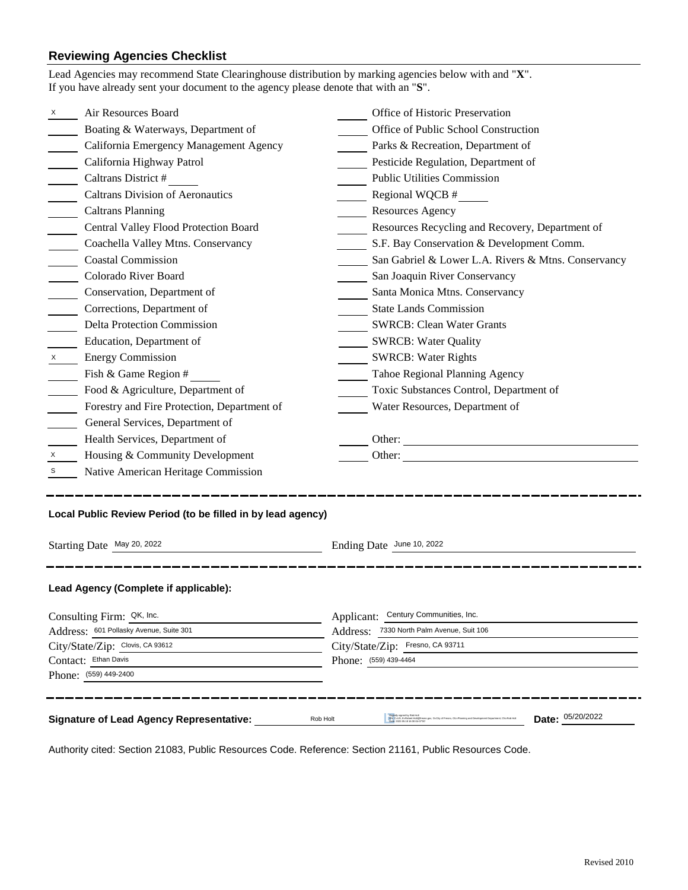## Reviewing Agencies Checklist

Lead Agencies may recommend State Clearinghouse distribution by marking agencies below with and "**X**".
If you have already sent your document to the agency please denote that with an "**S**".

| | | | |
|---|---|---|---|
| X | Air Resources Board | | Office of Historic Preservation |
| | Boating & Waterways, Department of | | Office of Public School Construction |
| | California Emergency Management Agency | | Parks & Recreation, Department of |
| | California Highway Patrol | | Pesticide Regulation, Department of |
| | Caltrans District # ____ | | Public Utilities Commission |
| | Caltrans Division of Aeronautics | | Regional WQCB # ____ |
| | Caltrans Planning | | Resources Agency |
| | Central Valley Flood Protection Board | | Resources Recycling and Recovery, Department of |
| | Coachella Valley Mtns. Conservancy | | S.F. Bay Conservation & Development Comm. |
| | Coastal Commission | | San Gabriel & Lower L.A. Rivers & Mtns. Conservancy |
| | Colorado River Board | | San Joaquin River Conservancy |
| | Conservation, Department of | | Santa Monica Mtns. Conservancy |
| | Corrections, Department of | | State Lands Commission |
| | Delta Protection Commission | | SWRCB: Clean Water Grants |
| | Education, Department of | | SWRCB: Water Quality |
| X | Energy Commission | | SWRCB: Water Rights |
| | Fish & Game Region # ____ | | Tahoe Regional Planning Agency |
| | Food & Agriculture, Department of | | Toxic Substances Control, Department of |
| | Forestry and Fire Protection, Department of | | Water Resources, Department of |
| | General Services, Department of | | |
| | Health Services, Department of | | Other: |
| X | Housing & Community Development | | Other: |
| S | Native American Heritage Commission | | |

---

**Local Public Review Period (to be filled in by lead agency)**

Starting Date May 20, 2022 Ending Date June 10, 2022

---

**Lead Agency (Complete if applicable):**

Consulting Firm: QK, Inc.
Address: 601 Pollasky Avenue, Suite 301
City/State/Zip: Clovis, CA 93612
Contact: Ethan Davis
Phone: (559) 449-2400

Applicant: Century Communities, Inc.
Address: 7330 North Palm Avenue, Suit 106
City/State/Zip: Fresno, CA 93711
Phone: (559) 439-4464

---

**Signature of Lead Agency Representative:** Rob Holt **Date:** 05/20/2022

Authority cited: Section 21083, Public Resources Code. Reference: Section 21161, Public Resources Code.

Revised 2010